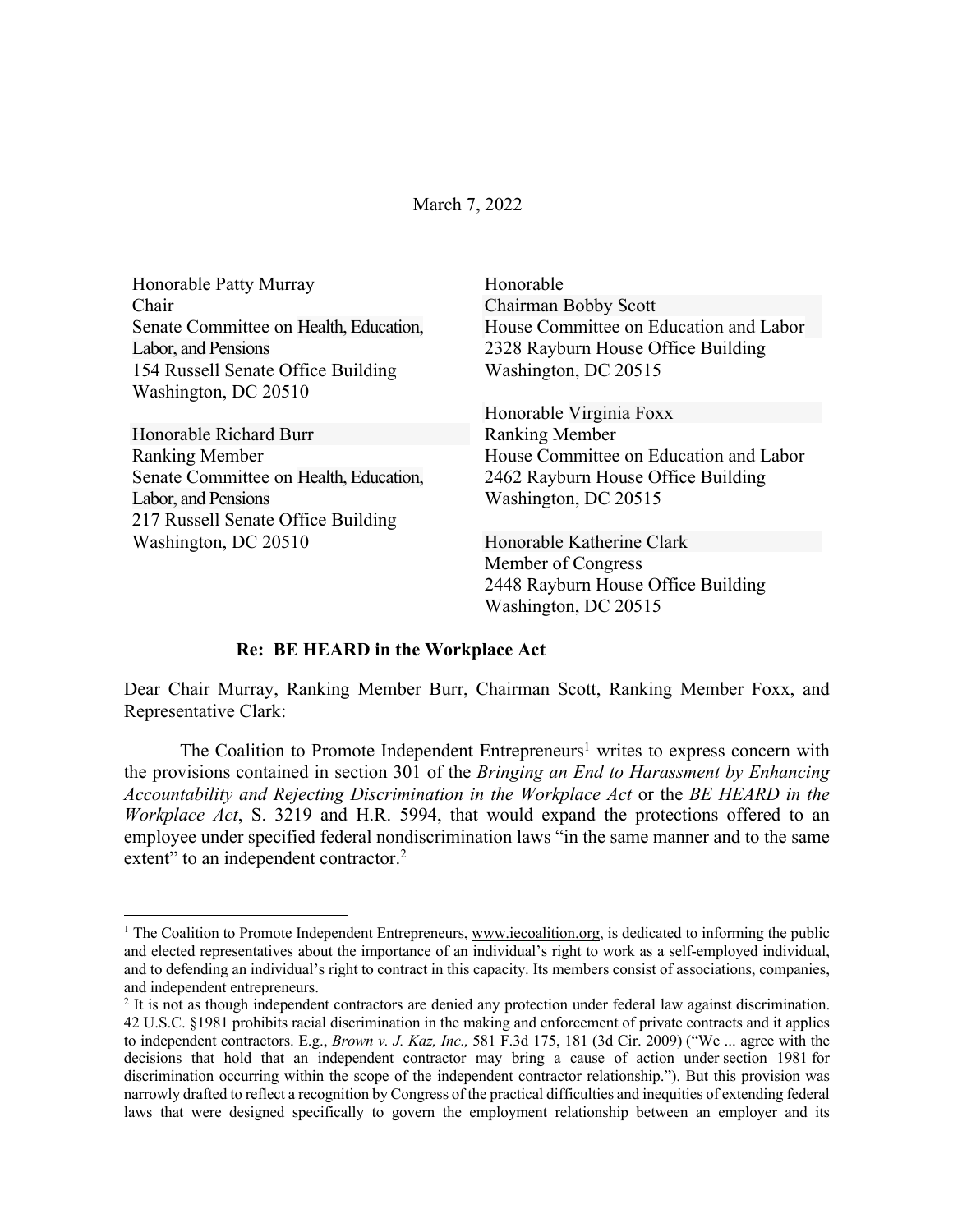March 7, 2022

Honorable Patty Murray
Chair
Senate Committee on Health, Education, Labor, and Pensions
154 Russell Senate Office Building
Washington, DC 20510

Honorable Richard Burr
Ranking Member
Senate Committee on Health, Education, Labor, and Pensions
217 Russell Senate Office Building
Washington, DC 20510

Honorable
Chairman Bobby Scott
House Committee on Education and Labor
2328 Rayburn House Office Building
Washington, DC 20515

Honorable Virginia Foxx
Ranking Member
House Committee on Education and Labor
2462 Rayburn House Office Building
Washington, DC 20515

Honorable Katherine Clark
Member of Congress
2448 Rayburn House Office Building
Washington, DC 20515

**Re: BE HEARD in the Workplace Act**

Dear Chair Murray, Ranking Member Burr, Chairman Scott, Ranking Member Foxx, and Representative Clark:

The Coalition to Promote Independent Entrepreneurs[1] writes to express concern with the provisions contained in section 301 of the *Bringing an End to Harassment by Enhancing Accountability and Rejecting Discrimination in the Workplace Act* or the *BE HEARD in the Workplace Act*, S. 3219 and H.R. 5994, that would expand the protections offered to an employee under specified federal nondiscrimination laws "in the same manner and to the same extent" to an independent contractor.[2]

---

[1] The Coalition to Promote Independent Entrepreneurs, www.iecoalition.org, is dedicated to informing the public and elected representatives about the importance of an individual's right to work as a self-employed individual, and to defending an individual's right to contract in this capacity. Its members consist of associations, companies, and independent entrepreneurs.

[2] It is not as though independent contractors are denied any protection under federal law against discrimination. 42 U.S.C. §1981 prohibits racial discrimination in the making and enforcement of private contracts and it applies to independent contractors. E.g., *Brown v. J. Kaz, Inc.,* 581 F.3d 175, 181 (3d Cir. 2009) ("We ... agree with the decisions that hold that an independent contractor may bring a cause of action under section 1981 for discrimination occurring within the scope of the independent contractor relationship."). But this provision was narrowly drafted to reflect a recognition by Congress of the practical difficulties and inequities of extending federal laws that were designed specifically to govern the employment relationship between an employer and its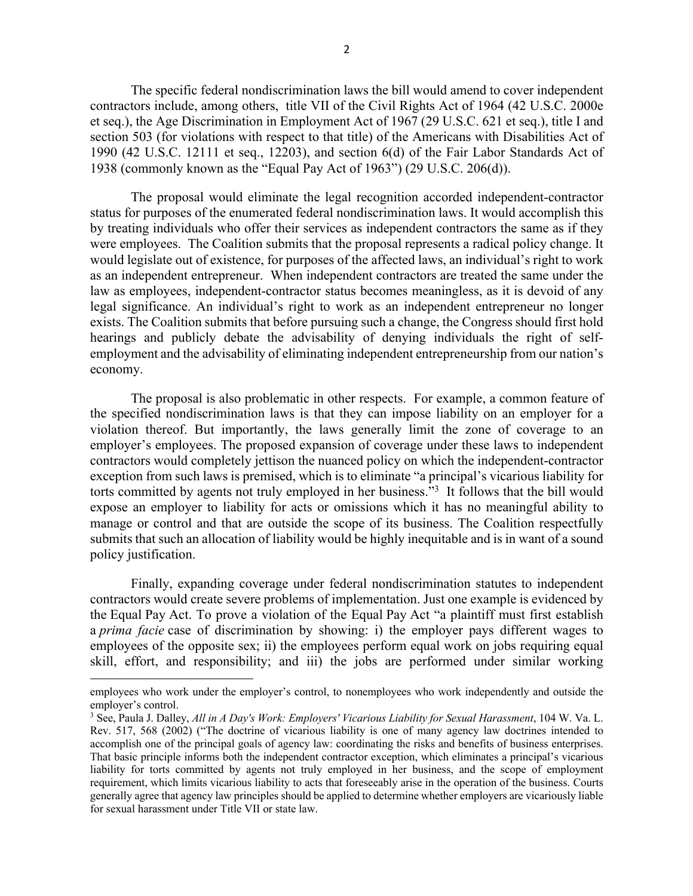The specific federal nondiscrimination laws the bill would amend to cover independent contractors include, among others, title VII of the Civil Rights Act of 1964 (42 U.S.C. 2000e et seq.), the Age Discrimination in Employment Act of 1967 (29 U.S.C. 621 et seq.), title I and section 503 (for violations with respect to that title) of the Americans with Disabilities Act of 1990 (42 U.S.C. 12111 et seq., 12203), and section 6(d) of the Fair Labor Standards Act of 1938 (commonly known as the "Equal Pay Act of 1963") (29 U.S.C. 206(d)).

The proposal would eliminate the legal recognition accorded independent-contractor status for purposes of the enumerated federal nondiscrimination laws. It would accomplish this by treating individuals who offer their services as independent contractors the same as if they were employees. The Coalition submits that the proposal represents a radical policy change. It would legislate out of existence, for purposes of the affected laws, an individual's right to work as an independent entrepreneur. When independent contractors are treated the same under the law as employees, independent-contractor status becomes meaningless, as it is devoid of any legal significance. An individual's right to work as an independent entrepreneur no longer exists. The Coalition submits that before pursuing such a change, the Congress should first hold hearings and publicly debate the advisability of denying individuals the right of self-employment and the advisability of eliminating independent entrepreneurship from our nation's economy.

The proposal is also problematic in other respects. For example, a common feature of the specified nondiscrimination laws is that they can impose liability on an employer for a violation thereof. But importantly, the laws generally limit the zone of coverage to an employer's employees. The proposed expansion of coverage under these laws to independent contractors would completely jettison the nuanced policy on which the independent-contractor exception from such laws is premised, which is to eliminate "a principal's vicarious liability for torts committed by agents not truly employed in her business."[3] It follows that the bill would expose an employer to liability for acts or omissions which it has no meaningful ability to manage or control and that are outside the scope of its business. The Coalition respectfully submits that such an allocation of liability would be highly inequitable and is in want of a sound policy justification.

Finally, expanding coverage under federal nondiscrimination statutes to independent contractors would create severe problems of implementation. Just one example is evidenced by the Equal Pay Act. To prove a violation of the Equal Pay Act "a plaintiff must first establish a *prima facie* case of discrimination by showing: i) the employer pays different wages to employees of the opposite sex; ii) the employees perform equal work on jobs requiring equal skill, effort, and responsibility; and iii) the jobs are performed under similar working

---

employees who work under the employer's control, to nonemployees who work independently and outside the employer's control.

[3] See, Paula J. Dalley, *All in A Day's Work: Employers' Vicarious Liability for Sexual Harassment*, 104 W. Va. L. Rev. 517, 568 (2002) ("The doctrine of vicarious liability is one of many agency law doctrines intended to accomplish one of the principal goals of agency law: coordinating the risks and benefits of business enterprises. That basic principle informs both the independent contractor exception, which eliminates a principal's vicarious liability for torts committed by agents not truly employed in her business, and the scope of employment requirement, which limits vicarious liability to acts that foreseeably arise in the operation of the business. Courts generally agree that agency law principles should be applied to determine whether employers are vicariously liable for sexual harassment under Title VII or state law.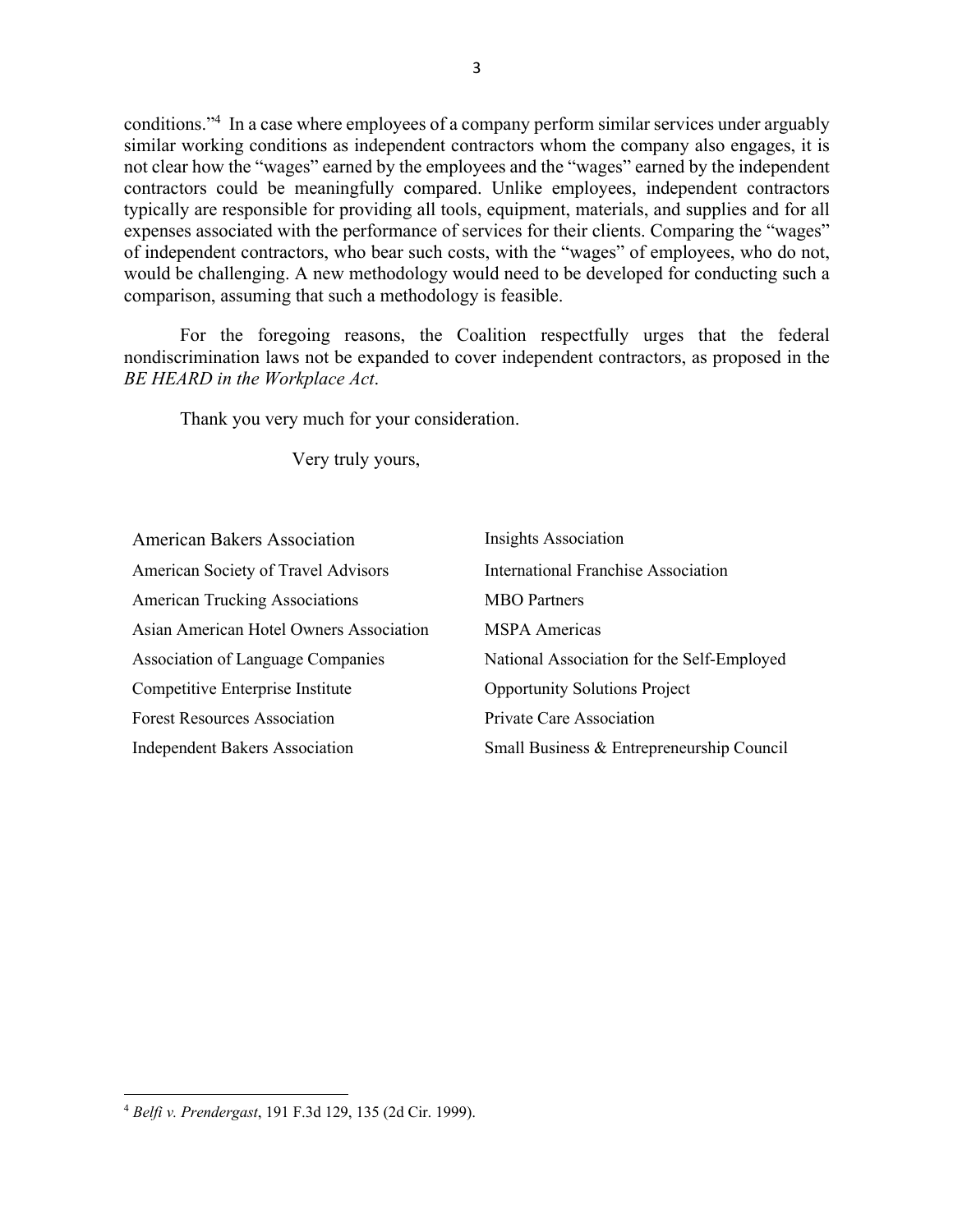conditions."[4] In a case where employees of a company perform similar services under arguably similar working conditions as independent contractors whom the company also engages, it is not clear how the "wages" earned by the employees and the "wages" earned by the independent contractors could be meaningfully compared. Unlike employees, independent contractors typically are responsible for providing all tools, equipment, materials, and supplies and for all expenses associated with the performance of services for their clients. Comparing the "wages" of independent contractors, who bear such costs, with the "wages" of employees, who do not, would be challenging. A new methodology would need to be developed for conducting such a comparison, assuming that such a methodology is feasible.

For the foregoing reasons, the Coalition respectfully urges that the federal nondiscrimination laws not be expanded to cover independent contractors, as proposed in the *BE HEARD in the Workplace Act*.

Thank you very much for your consideration.

Very truly yours,

American Bakers Association
American Society of Travel Advisors
American Trucking Associations
Asian American Hotel Owners Association
Association of Language Companies
Competitive Enterprise Institute
Forest Resources Association
Independent Bakers Association
Insights Association
International Franchise Association
MBO Partners
MSPA Americas
National Association for the Self-Employed
Opportunity Solutions Project
Private Care Association
Small Business & Entrepreneurship Council

---

[4] *Belfi v. Prendergast*, 191 F.3d 129, 135 (2d Cir. 1999).